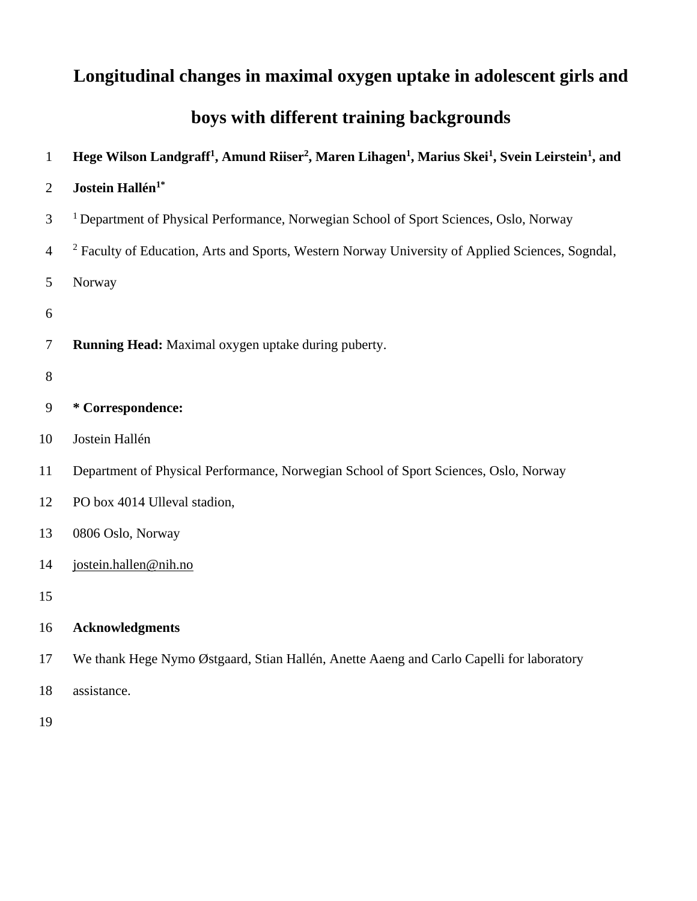# Longitudinal changes in maximal oxygen uptake in adolescent girls and boys with different training backgrounds

**Hege Wilson Landgraff[1], Amund Riiser[2], Maren Lihagen[1], Marius Skei[1], Svein Leirstein[1], and Jostein Hallén[1*]**

[1] Department of Physical Performance, Norwegian School of Sport Sciences, Oslo, Norway

[2] Faculty of Education, Arts and Sports, Western Norway University of Applied Sciences, Sogndal, Norway

**Running Head:** Maximal oxygen uptake during puberty.

**\* Correspondence:**

Jostein Hallén

Department of Physical Performance, Norwegian School of Sport Sciences, Oslo, Norway

PO box 4014 Ulleval stadion,

0806 Oslo, Norway

jostein.hallen@nih.no

**Acknowledgments**

We thank Hege Nymo Østgaard, Stian Hallén, Anette Aaeng and Carlo Capelli for laboratory assistance.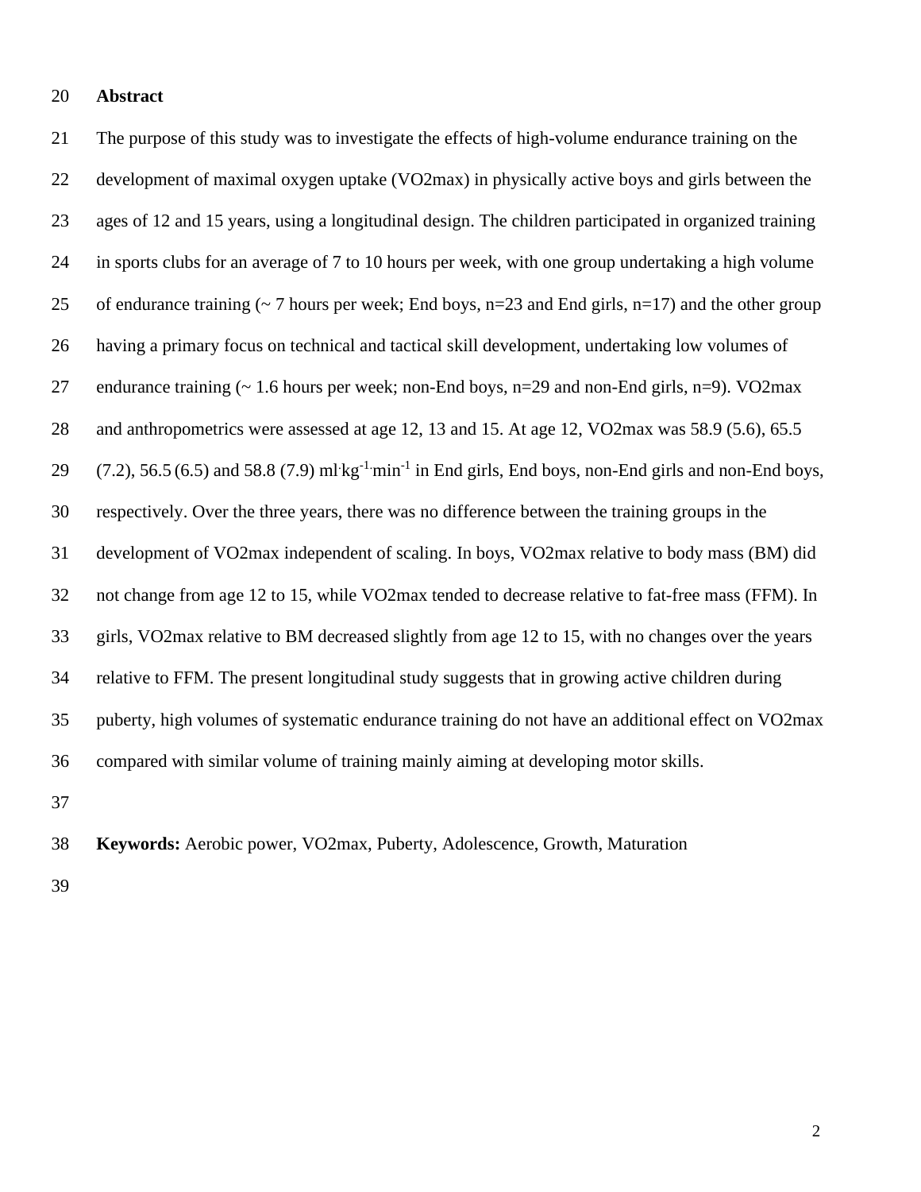## Abstract

The purpose of this study was to investigate the effects of high-volume endurance training on the development of maximal oxygen uptake (VO2max) in physically active boys and girls between the ages of 12 and 15 years, using a longitudinal design. The children participated in organized training in sports clubs for an average of 7 to 10 hours per week, with one group undertaking a high volume of endurance training (~ 7 hours per week; End boys, n=23 and End girls, n=17) and the other group having a primary focus on technical and tactical skill development, undertaking low volumes of endurance training (~ 1.6 hours per week; non-End boys, n=29 and non-End girls, n=9). VO2max and anthropometrics were assessed at age 12, 13 and 15. At age 12, VO2max was 58.9 (5.6), 65.5 (7.2), 56.5 (6.5) and 58.8 (7.9) $ml \cdot kg^{-1} \cdot min^{-1}$ in End girls, End boys, non-End girls and non-End boys, respectively. Over the three years, there was no difference between the training groups in the development of VO2max independent of scaling. In boys, VO2max relative to body mass (BM) did not change from age 12 to 15, while VO2max tended to decrease relative to fat-free mass (FFM). In girls, VO2max relative to BM decreased slightly from age 12 to 15, with no changes over the years relative to FFM. The present longitudinal study suggests that in growing active children during puberty, high volumes of systematic endurance training do not have an additional effect on VO2max compared with similar volume of training mainly aiming at developing motor skills.

**Keywords:** Aerobic power, VO2max, Puberty, Adolescence, Growth, Maturation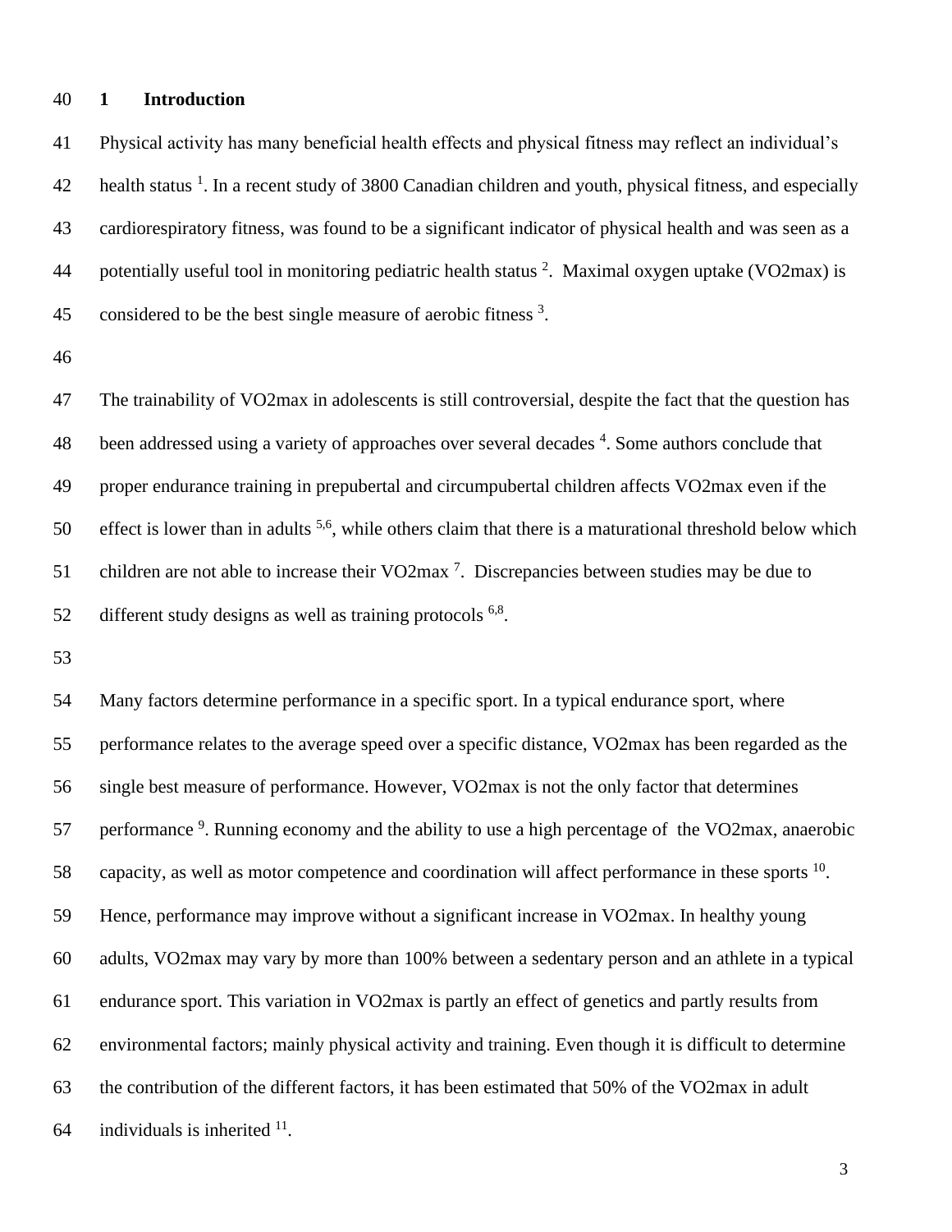# 1 Introduction

Physical activity has many beneficial health effects and physical fitness may reflect an individual's health status [1]. In a recent study of 3800 Canadian children and youth, physical fitness, and especially cardiorespiratory fitness, was found to be a significant indicator of physical health and was seen as a potentially useful tool in monitoring pediatric health status [2]. Maximal oxygen uptake (VO2max) is considered to be the best single measure of aerobic fitness [3].

The trainability of VO2max in adolescents is still controversial, despite the fact that the question has been addressed using a variety of approaches over several decades [4]. Some authors conclude that proper endurance training in prepubertal and circumpubertal children affects VO2max even if the effect is lower than in adults [5,6], while others claim that there is a maturational threshold below which children are not able to increase their VO2max [7]. Discrepancies between studies may be due to different study designs as well as training protocols [6,8].

Many factors determine performance in a specific sport. In a typical endurance sport, where performance relates to the average speed over a specific distance, VO2max has been regarded as the single best measure of performance. However, VO2max is not the only factor that determines performance [9]. Running economy and the ability to use a high percentage of the VO2max, anaerobic capacity, as well as motor competence and coordination will affect performance in these sports [10]. Hence, performance may improve without a significant increase in VO2max. In healthy young adults, VO2max may vary by more than 100% between a sedentary person and an athlete in a typical endurance sport. This variation in VO2max is partly an effect of genetics and partly results from environmental factors; mainly physical activity and training. Even though it is difficult to determine the contribution of the different factors, it has been estimated that 50% of the VO2max in adult individuals is inherited [11].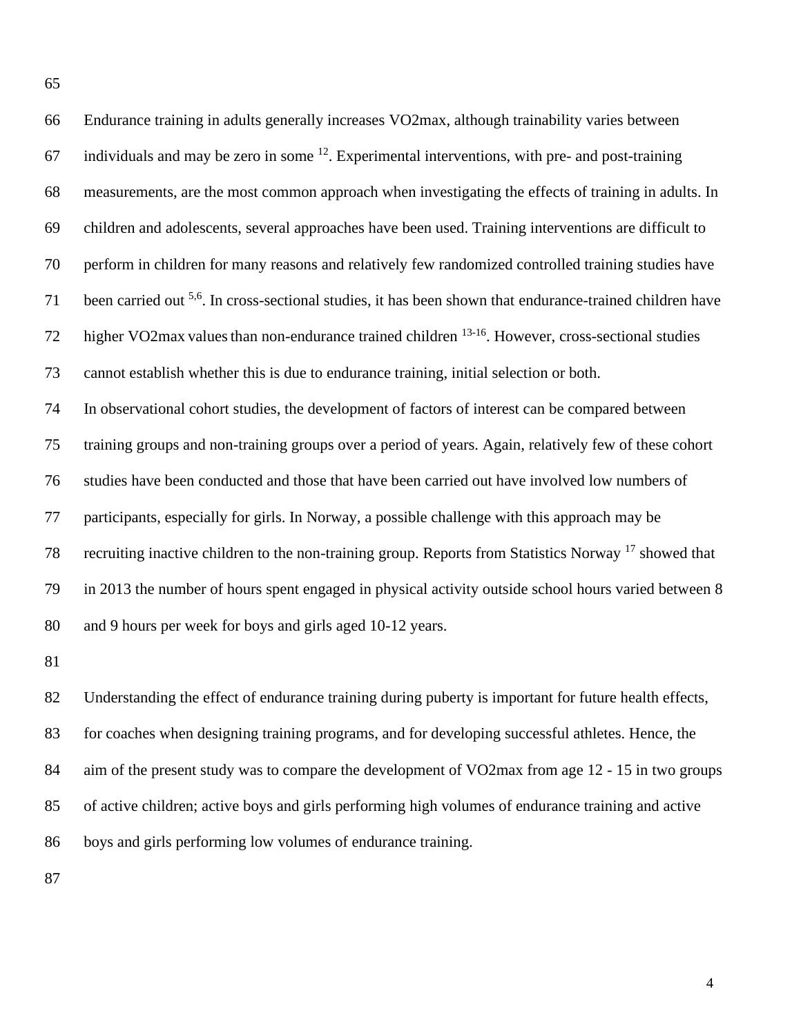Endurance training in adults generally increases VO2max, although trainability varies between individuals and may be zero in some [12]. Experimental interventions, with pre- and post-training measurements, are the most common approach when investigating the effects of training in adults. In children and adolescents, several approaches have been used. Training interventions are difficult to perform in children for many reasons and relatively few randomized controlled training studies have been carried out [5,6]. In cross-sectional studies, it has been shown that endurance-trained children have higher VO2max values than non-endurance trained children [13-16]. However, cross-sectional studies cannot establish whether this is due to endurance training, initial selection or both.

In observational cohort studies, the development of factors of interest can be compared between training groups and non-training groups over a period of years. Again, relatively few of these cohort studies have been conducted and those that have been carried out have involved low numbers of participants, especially for girls. In Norway, a possible challenge with this approach may be recruiting inactive children to the non-training group. Reports from Statistics Norway [17] showed that in 2013 the number of hours spent engaged in physical activity outside school hours varied between 8 and 9 hours per week for boys and girls aged 10-12 years.

Understanding the effect of endurance training during puberty is important for future health effects, for coaches when designing training programs, and for developing successful athletes. Hence, the aim of the present study was to compare the development of VO2max from age 12 - 15 in two groups of active children; active boys and girls performing high volumes of endurance training and active boys and girls performing low volumes of endurance training.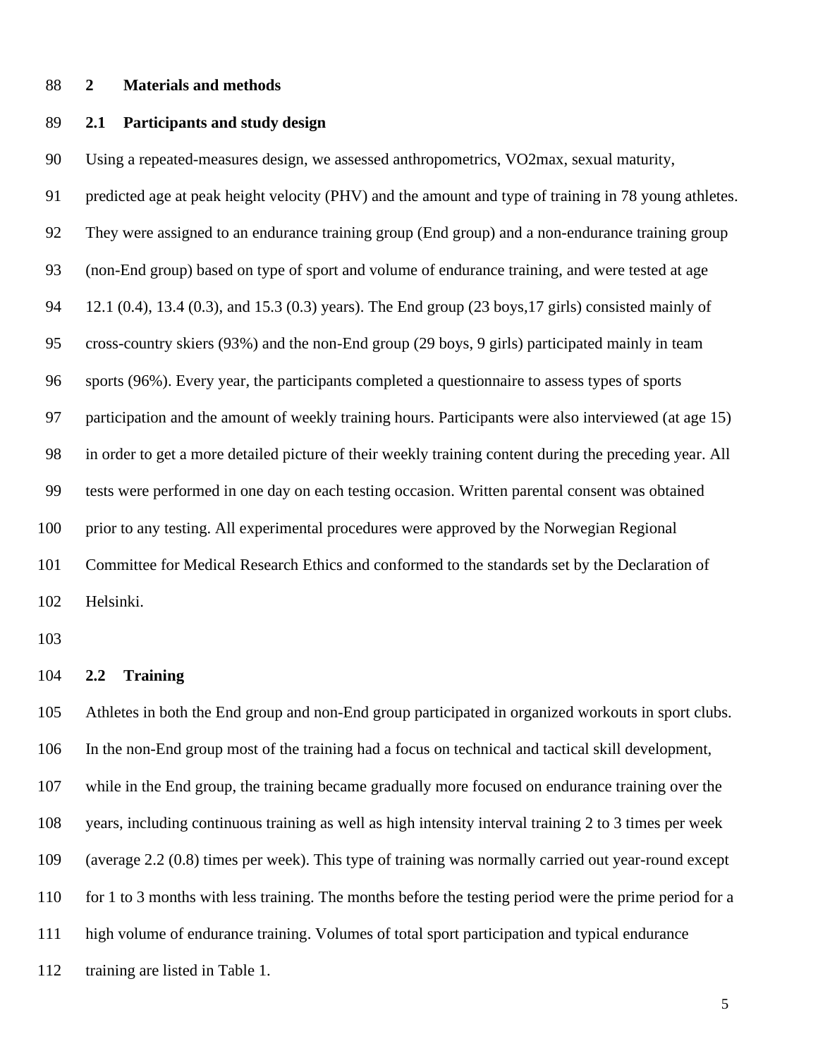## 2 Materials and methods

### 2.1 Participants and study design

Using a repeated-measures design, we assessed anthropometrics, VO2max, sexual maturity, predicted age at peak height velocity (PHV) and the amount and type of training in 78 young athletes. They were assigned to an endurance training group (End group) and a non-endurance training group (non-End group) based on type of sport and volume of endurance training, and were tested at age 12.1 (0.4), 13.4 (0.3), and 15.3 (0.3) years). The End group (23 boys,17 girls) consisted mainly of cross-country skiers (93%) and the non-End group (29 boys, 9 girls) participated mainly in team sports (96%). Every year, the participants completed a questionnaire to assess types of sports participation and the amount of weekly training hours. Participants were also interviewed (at age 15) in order to get a more detailed picture of their weekly training content during the preceding year. All tests were performed in one day on each testing occasion. Written parental consent was obtained prior to any testing. All experimental procedures were approved by the Norwegian Regional Committee for Medical Research Ethics and conformed to the standards set by the Declaration of Helsinki.

### 2.2 Training

Athletes in both the End group and non-End group participated in organized workouts in sport clubs. In the non-End group most of the training had a focus on technical and tactical skill development, while in the End group, the training became gradually more focused on endurance training over the years, including continuous training as well as high intensity interval training 2 to 3 times per week (average 2.2 (0.8) times per week). This type of training was normally carried out year-round except for 1 to 3 months with less training. The months before the testing period were the prime period for a high volume of endurance training. Volumes of total sport participation and typical endurance training are listed in Table 1.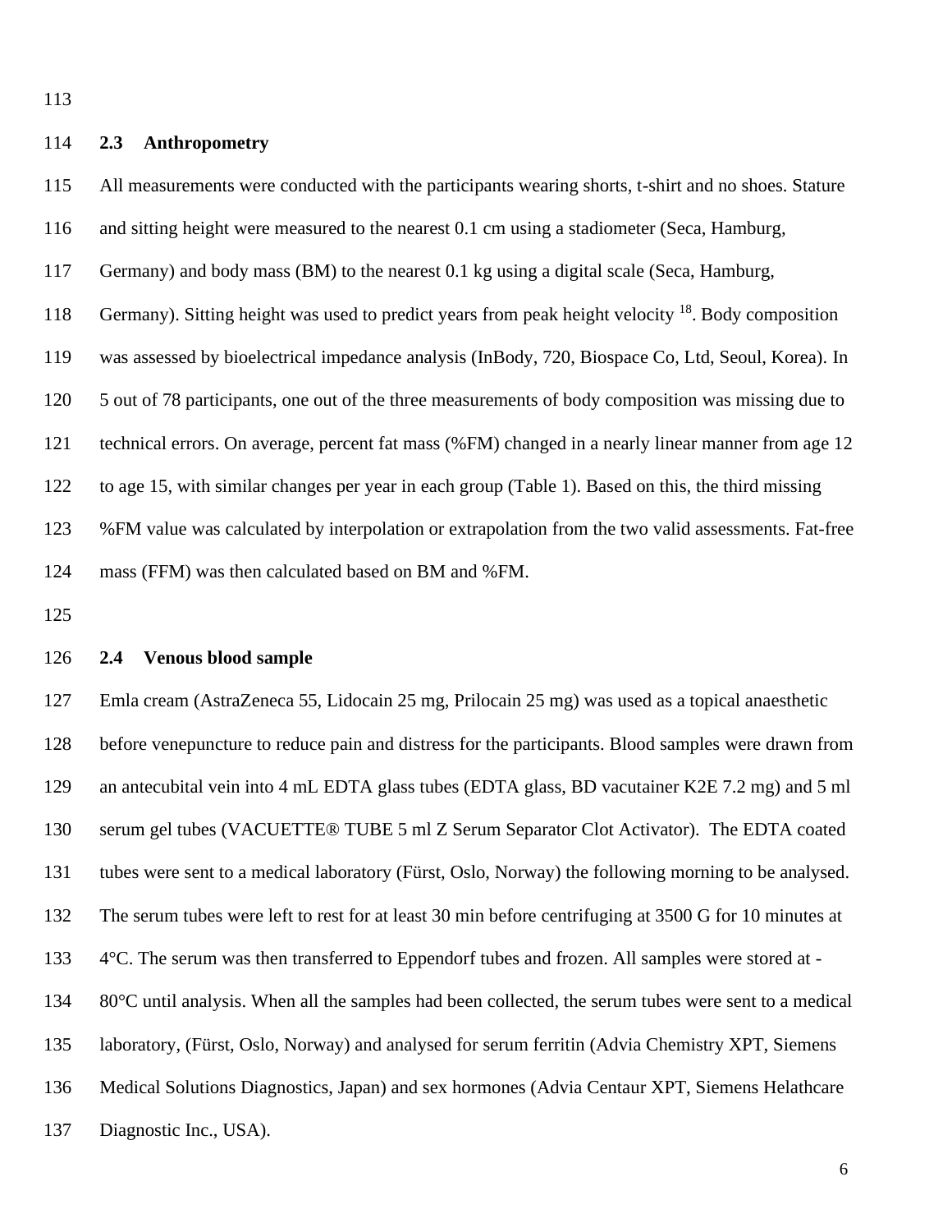## 2.3 Anthropometry

All measurements were conducted with the participants wearing shorts, t-shirt and no shoes. Stature and sitting height were measured to the nearest 0.1 cm using a stadiometer (Seca, Hamburg, Germany) and body mass (BM) to the nearest 0.1 kg using a digital scale (Seca, Hamburg, Germany). Sitting height was used to predict years from peak height velocity [18]. Body composition was assessed by bioelectrical impedance analysis (InBody, 720, Biospace Co, Ltd, Seoul, Korea). In 5 out of 78 participants, one out of the three measurements of body composition was missing due to technical errors. On average, percent fat mass (%FM) changed in a nearly linear manner from age 12 to age 15, with similar changes per year in each group (Table 1). Based on this, the third missing %FM value was calculated by interpolation or extrapolation from the two valid assessments. Fat-free mass (FFM) was then calculated based on BM and %FM.

## 2.4 Venous blood sample

Emla cream (AstraZeneca 55, Lidocain 25 mg, Prilocain 25 mg) was used as a topical anaesthetic before venepuncture to reduce pain and distress for the participants. Blood samples were drawn from an antecubital vein into 4 mL EDTA glass tubes (EDTA glass, BD vacutainer K2E 7.2 mg) and 5 ml serum gel tubes (VACUETTE® TUBE 5 ml Z Serum Separator Clot Activator). The EDTA coated tubes were sent to a medical laboratory (Fürst, Oslo, Norway) the following morning to be analysed. The serum tubes were left to rest for at least 30 min before centrifuging at 3500 G for 10 minutes at 4°C. The serum was then transferred to Eppendorf tubes and frozen. All samples were stored at -80°C until analysis. When all the samples had been collected, the serum tubes were sent to a medical laboratory, (Fürst, Oslo, Norway) and analysed for serum ferritin (Advia Chemistry XPT, Siemens Medical Solutions Diagnostics, Japan) and sex hormones (Advia Centaur XPT, Siemens Helathcare Diagnostic Inc., USA).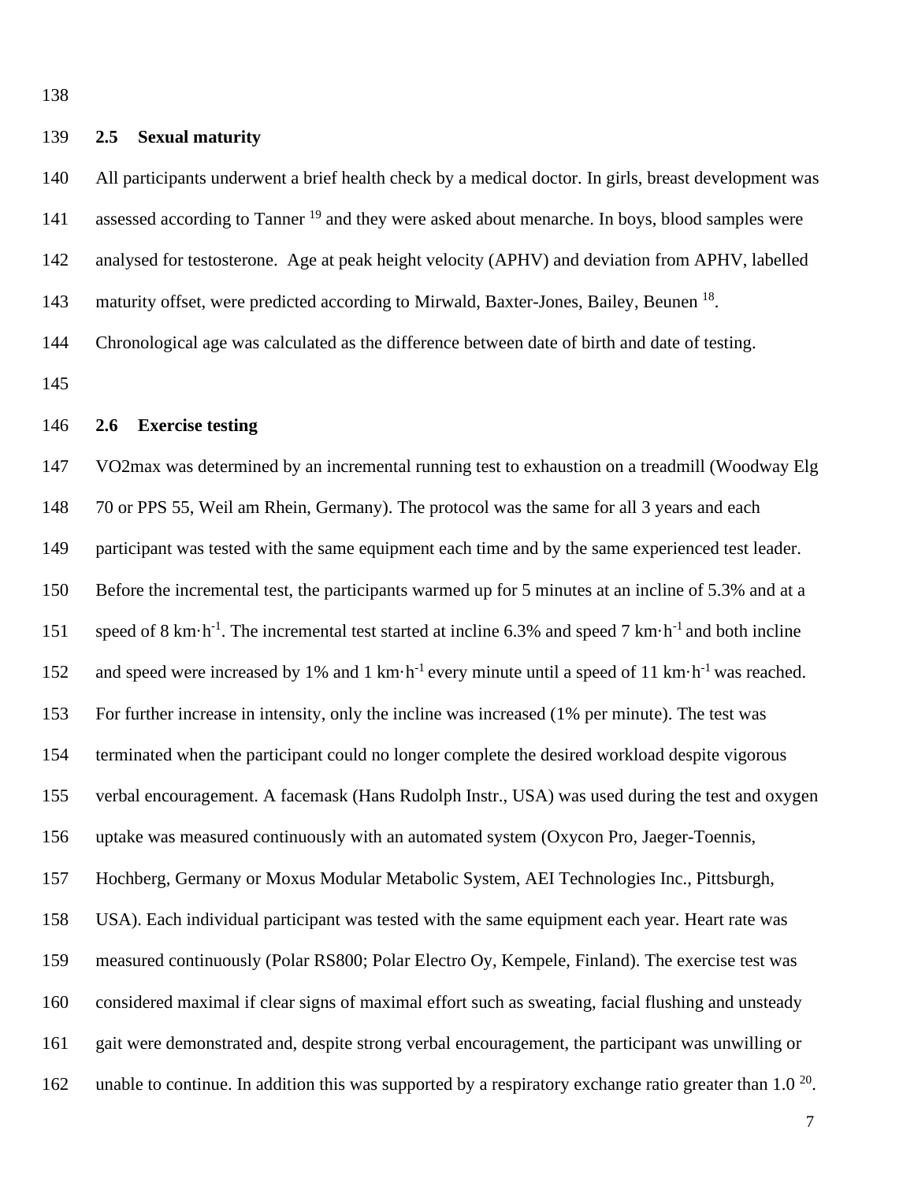## 2.5 Sexual maturity

All participants underwent a brief health check by a medical doctor. In girls, breast development was assessed according to Tanner [19] and they were asked about menarche. In boys, blood samples were analysed for testosterone. Age at peak height velocity (APHV) and deviation from APHV, labelled maturity offset, were predicted according to Mirwald, Baxter-Jones, Bailey, Beunen [18]. Chronological age was calculated as the difference between date of birth and date of testing.

## 2.6 Exercise testing

VO2max was determined by an incremental running test to exhaustion on a treadmill (Woodway Elg 70 or PPS 55, Weil am Rhein, Germany). The protocol was the same for all 3 years and each participant was tested with the same equipment each time and by the same experienced test leader. Before the incremental test, the participants warmed up for 5 minutes at an incline of 5.3% and at a speed of 8 $km \cdot h^{-1}$. The incremental test started at incline 6.3% and speed 7 $km \cdot h^{-1}$ and both incline and speed were increased by 1% and 1 $km \cdot h^{-1}$ every minute until a speed of 11 $km \cdot h^{-1}$ was reached. For further increase in intensity, only the incline was increased (1% per minute). The test was terminated when the participant could no longer complete the desired workload despite vigorous verbal encouragement. A facemask (Hans Rudolph Instr., USA) was used during the test and oxygen uptake was measured continuously with an automated system (Oxycon Pro, Jaeger-Toennis, Hochberg, Germany or Moxus Modular Metabolic System, AEI Technologies Inc., Pittsburgh, USA). Each individual participant was tested with the same equipment each year. Heart rate was measured continuously (Polar RS800; Polar Electro Oy, Kempele, Finland). The exercise test was considered maximal if clear signs of maximal effort such as sweating, facial flushing and unsteady gait were demonstrated and, despite strong verbal encouragement, the participant was unwilling or unable to continue. In addition this was supported by a respiratory exchange ratio greater than 1.0 [20].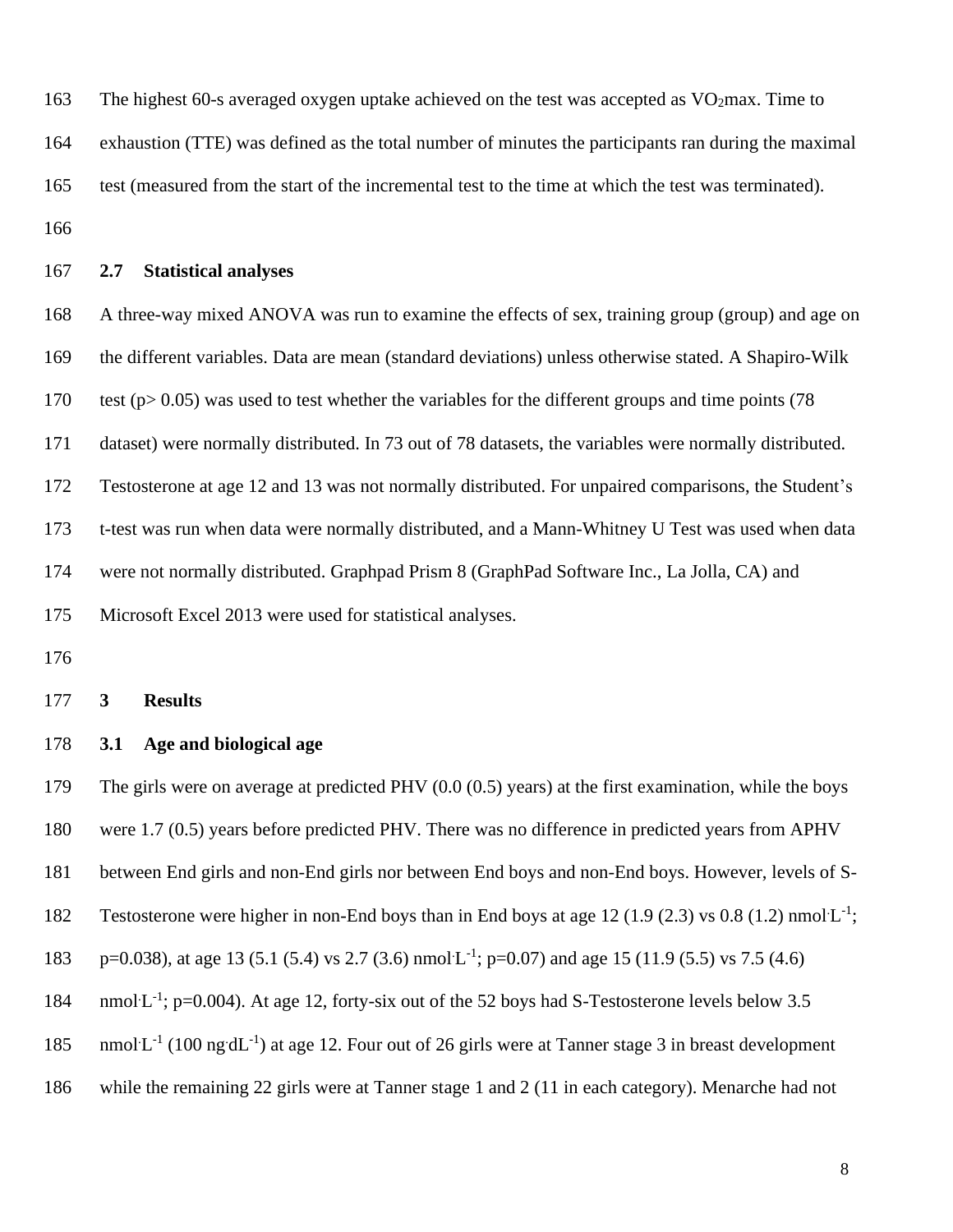The highest 60-s averaged oxygen uptake achieved on the test was accepted as $VO_2$max. Time to exhaustion (TTE) was defined as the total number of minutes the participants ran during the maximal test (measured from the start of the incremental test to the time at which the test was terminated).

## 2.7 Statistical analyses

A three-way mixed ANOVA was run to examine the effects of sex, training group (group) and age on the different variables. Data are mean (standard deviations) unless otherwise stated. A Shapiro-Wilk test ($p > 0.05$) was used to test whether the variables for the different groups and time points (78 dataset) were normally distributed. In 73 out of 78 datasets, the variables were normally distributed. Testosterone at age 12 and 13 was not normally distributed. For unpaired comparisons, the Student's t-test was run when data were normally distributed, and a Mann-Whitney U Test was used when data were not normally distributed. Graphpad Prism 8 (GraphPad Software Inc., La Jolla, CA) and Microsoft Excel 2013 were used for statistical analyses.

# 3 Results

## 3.1 Age and biological age

The girls were on average at predicted PHV (0.0 (0.5) years) at the first examination, while the boys were 1.7 (0.5) years before predicted PHV. There was no difference in predicted years from APHV between End girls and non-End girls nor between End boys and non-End boys. However, levels of S-Testosterone were higher in non-End boys than in End boys at age 12 (1.9 (2.3) vs 0.8 (1.2) $nmol \cdot L^{-1}$; $p=0.038$), at age 13 (5.1 (5.4) vs 2.7 (3.6) $nmol \cdot L^{-1}$; $p=0.07$) and age 15 (11.9 (5.5) vs 7.5 (4.6) $nmol \cdot L^{-1}$; $p=0.004$). At age 12, forty-six out of the 52 boys had S-Testosterone levels below 3.5 $nmol \cdot L^{-1}$ (100 $ng \cdot dL^{-1}$) at age 12. Four out of 26 girls were at Tanner stage 3 in breast development while the remaining 22 girls were at Tanner stage 1 and 2 (11 in each category). Menarche had not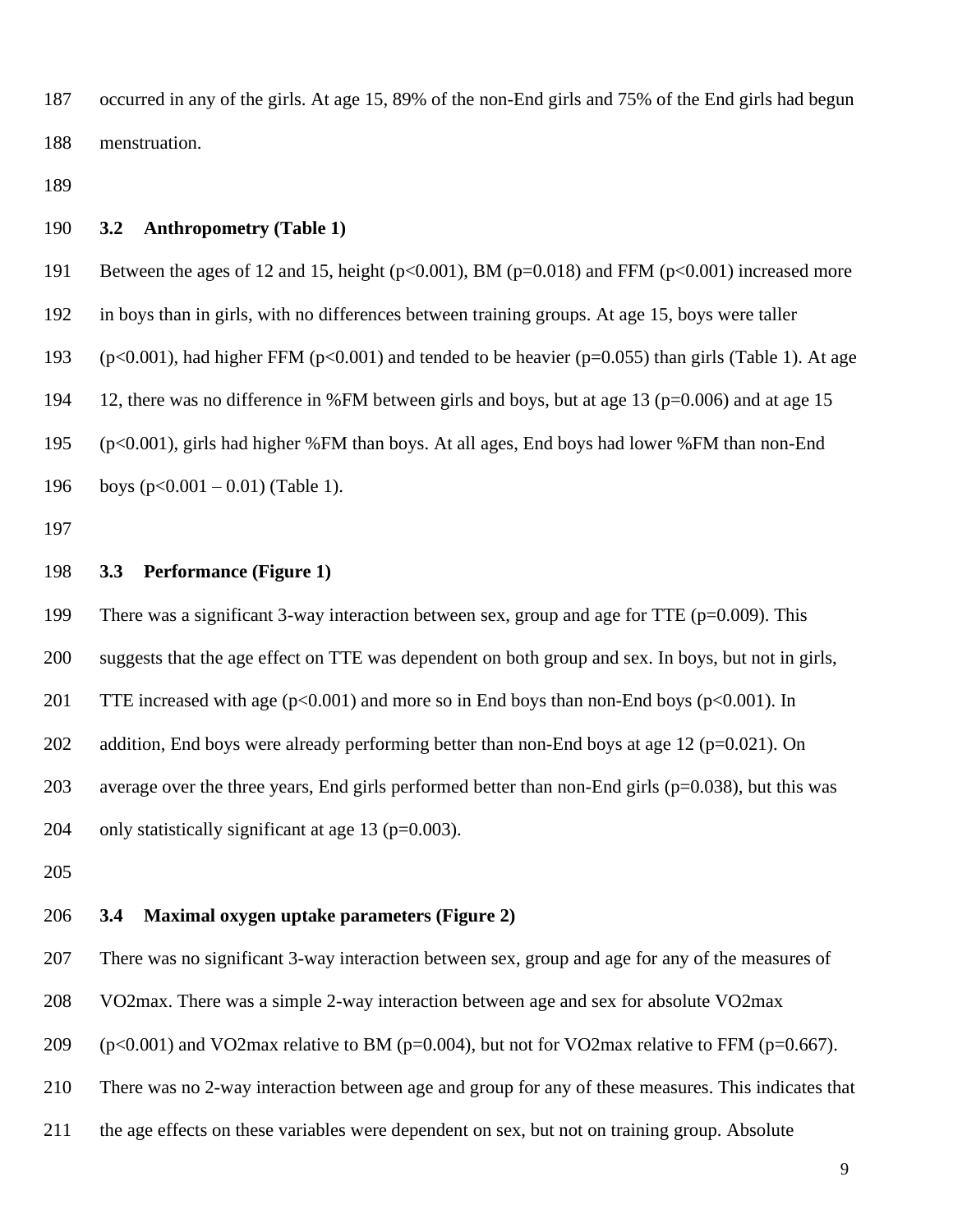occurred in any of the girls. At age 15, 89% of the non-End girls and 75% of the End girls had begun menstruation.

### 3.2 Anthropometry (Table 1)

Between the ages of 12 and 15, height ($p<0.001$), BM ($p=0.018$) and FFM ($p<0.001$) increased more in boys than in girls, with no differences between training groups. At age 15, boys were taller ($p<0.001$), had higher FFM ($p<0.001$) and tended to be heavier ($p=0.055$) than girls (Table 1). At age 12, there was no difference in %FM between girls and boys, but at age 13 ($p=0.006$) and at age 15 ($p<0.001$), girls had higher %FM than boys. At all ages, End boys had lower %FM than non-End boys ($p<0.001 – 0.01$) (Table 1).

### 3.3 Performance (Figure 1)

There was a significant 3-way interaction between sex, group and age for TTE ($p=0.009$). This suggests that the age effect on TTE was dependent on both group and sex. In boys, but not in girls, TTE increased with age ($p<0.001$) and more so in End boys than non-End boys ($p<0.001$). In addition, End boys were already performing better than non-End boys at age 12 ($p=0.021$). On average over the three years, End girls performed better than non-End girls ($p=0.038$), but this was only statistically significant at age 13 ($p=0.003$).

### 3.4 Maximal oxygen uptake parameters (Figure 2)

There was no significant 3-way interaction between sex, group and age for any of the measures of VO2max. There was a simple 2-way interaction between age and sex for absolute VO2max ($p<0.001$) and VO2max relative to BM ($p=0.004$), but not for VO2max relative to FFM ($p=0.667$). There was no 2-way interaction between age and group for any of these measures. This indicates that the age effects on these variables were dependent on sex, but not on training group. Absolute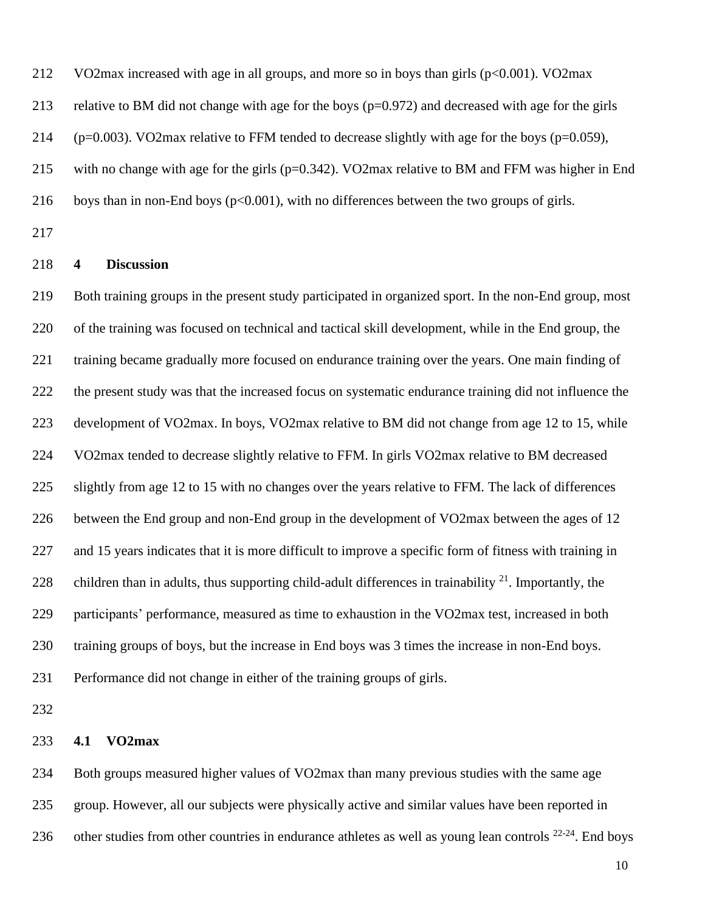VO2max increased with age in all groups, and more so in boys than girls ($p<0.001$). VO2max relative to BM did not change with age for the boys ($p=0.972$) and decreased with age for the girls ($p=0.003$). VO2max relative to FFM tended to decrease slightly with age for the boys ($p=0.059$), with no change with age for the girls ($p=0.342$). VO2max relative to BM and FFM was higher in End boys than in non-End boys ($p<0.001$), with no differences between the two groups of girls.

## 4 Discussion

Both training groups in the present study participated in organized sport. In the non-End group, most of the training was focused on technical and tactical skill development, while in the End group, the training became gradually more focused on endurance training over the years. One main finding of the present study was that the increased focus on systematic endurance training did not influence the development of VO2max. In boys, VO2max relative to BM did not change from age 12 to 15, while VO2max tended to decrease slightly relative to FFM. In girls VO2max relative to BM decreased slightly from age 12 to 15 with no changes over the years relative to FFM. The lack of differences between the End group and non-End group in the development of VO2max between the ages of 12 and 15 years indicates that it is more difficult to improve a specific form of fitness with training in children than in adults, thus supporting child-adult differences in trainability [21]. Importantly, the participants' performance, measured as time to exhaustion in the VO2max test, increased in both training groups of boys, but the increase in End boys was 3 times the increase in non-End boys. Performance did not change in either of the training groups of girls.

### 4.1 VO2max

Both groups measured higher values of VO2max than many previous studies with the same age group. However, all our subjects were physically active and similar values have been reported in other studies from other countries in endurance athletes as well as young lean controls [22-24]. End boys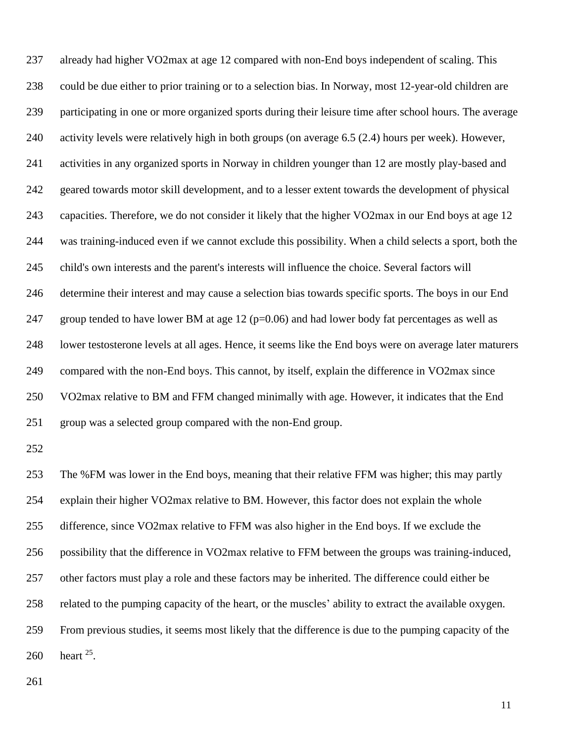already had higher VO2max at age 12 compared with non-End boys independent of scaling. This could be due either to prior training or to a selection bias. In Norway, most 12-year-old children are participating in one or more organized sports during their leisure time after school hours. The average activity levels were relatively high in both groups (on average 6.5 (2.4) hours per week). However, activities in any organized sports in Norway in children younger than 12 are mostly play-based and geared towards motor skill development, and to a lesser extent towards the development of physical capacities. Therefore, we do not consider it likely that the higher VO2max in our End boys at age 12 was training-induced even if we cannot exclude this possibility. When a child selects a sport, both the child's own interests and the parent's interests will influence the choice. Several factors will determine their interest and may cause a selection bias towards specific sports. The boys in our End group tended to have lower BM at age 12 ($p=0.06$) and had lower body fat percentages as well as lower testosterone levels at all ages. Hence, it seems like the End boys were on average later maturers compared with the non-End boys. This cannot, by itself, explain the difference in VO2max since VO2max relative to BM and FFM changed minimally with age. However, it indicates that the End group was a selected group compared with the non-End group.

The %FM was lower in the End boys, meaning that their relative FFM was higher; this may partly explain their higher VO2max relative to BM. However, this factor does not explain the whole difference, since VO2max relative to FFM was also higher in the End boys. If we exclude the possibility that the difference in VO2max relative to FFM between the groups was training-induced, other factors must play a role and these factors may be inherited. The difference could either be related to the pumping capacity of the heart, or the muscles' ability to extract the available oxygen. From previous studies, it seems most likely that the difference is due to the pumping capacity of the heart [25].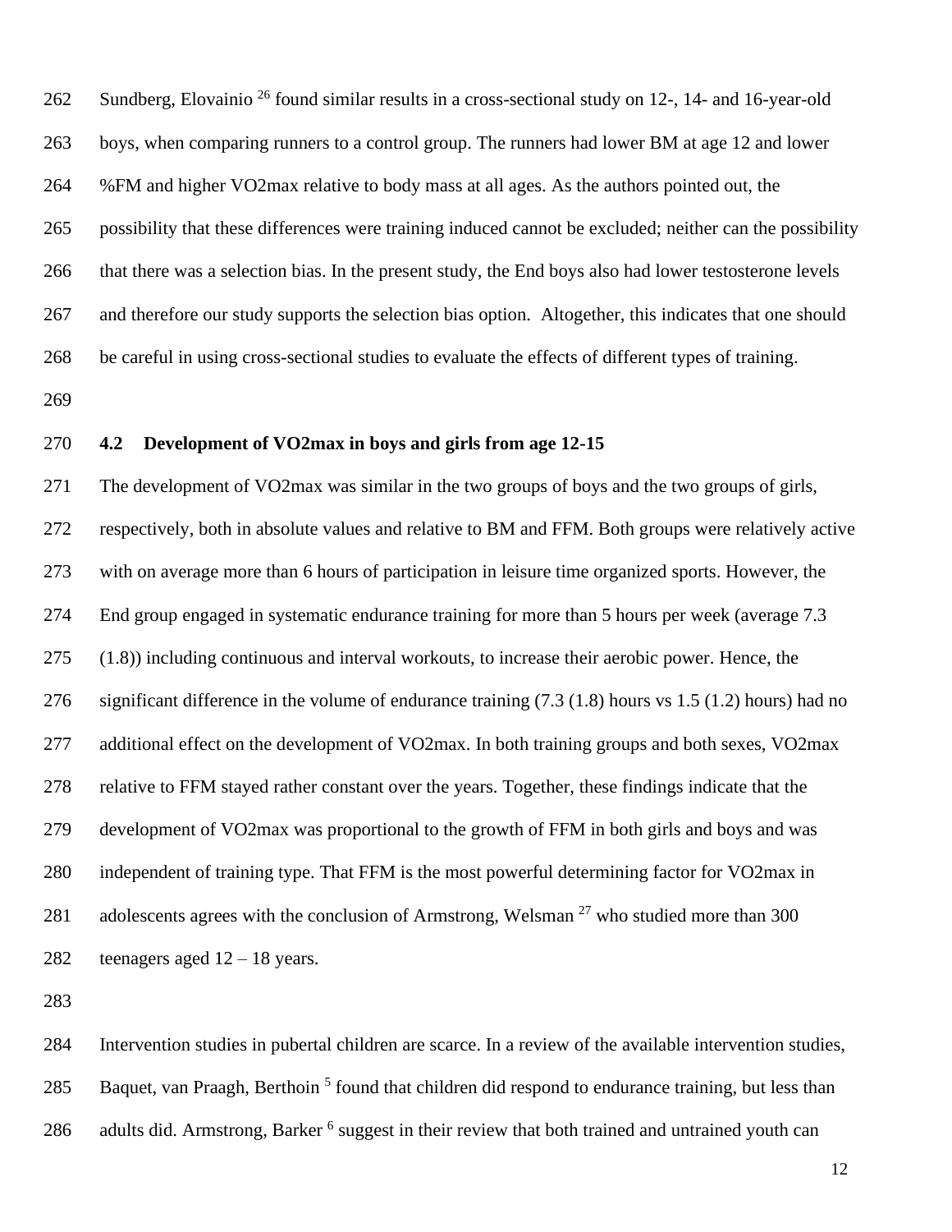Sundberg, Elovainio [26] found similar results in a cross-sectional study on 12-, 14- and 16-year-old boys, when comparing runners to a control group. The runners had lower BM at age 12 and lower %FM and higher VO2max relative to body mass at all ages. As the authors pointed out, the possibility that these differences were training induced cannot be excluded; neither can the possibility that there was a selection bias. In the present study, the End boys also had lower testosterone levels and therefore our study supports the selection bias option. Altogether, this indicates that one should be careful in using cross-sectional studies to evaluate the effects of different types of training.

## 4.2 Development of VO2max in boys and girls from age 12-15

The development of VO2max was similar in the two groups of boys and the two groups of girls, respectively, both in absolute values and relative to BM and FFM. Both groups were relatively active with on average more than 6 hours of participation in leisure time organized sports. However, the End group engaged in systematic endurance training for more than 5 hours per week (average 7.3 (1.8)) including continuous and interval workouts, to increase their aerobic power. Hence, the significant difference in the volume of endurance training (7.3 (1.8) hours vs 1.5 (1.2) hours) had no additional effect on the development of VO2max. In both training groups and both sexes, VO2max relative to FFM stayed rather constant over the years. Together, these findings indicate that the development of VO2max was proportional to the growth of FFM in both girls and boys and was independent of training type. That FFM is the most powerful determining factor for VO2max in adolescents agrees with the conclusion of Armstrong, Welsman [27] who studied more than 300 teenagers aged 12 – 18 years.

Intervention studies in pubertal children are scarce. In a review of the available intervention studies, Baquet, van Praagh, Berthoin [5] found that children did respond to endurance training, but less than adults did. Armstrong, Barker [6] suggest in their review that both trained and untrained youth can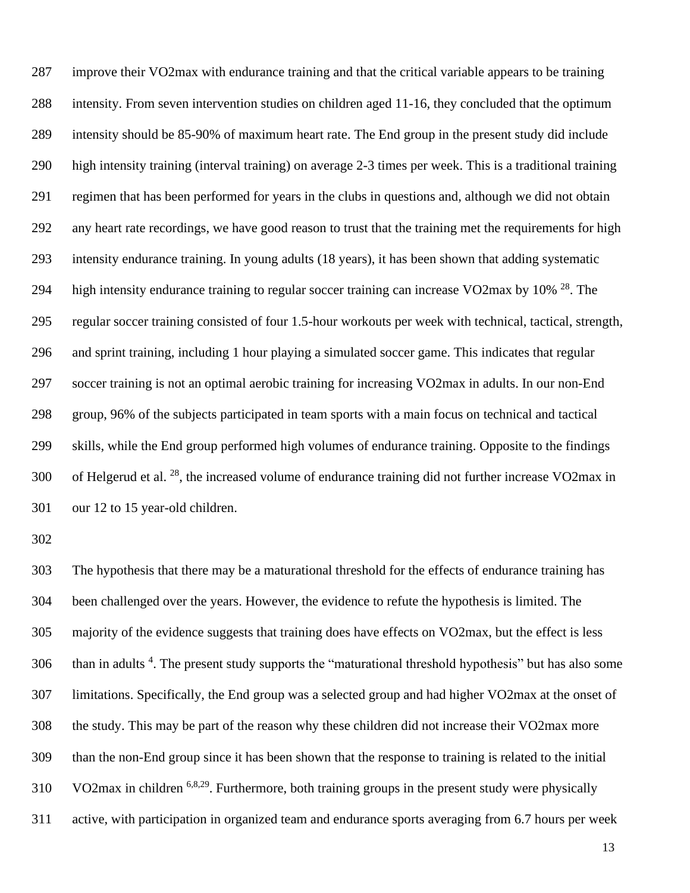improve their VO2max with endurance training and that the critical variable appears to be training intensity. From seven intervention studies on children aged 11-16, they concluded that the optimum intensity should be 85-90% of maximum heart rate. The End group in the present study did include high intensity training (interval training) on average 2-3 times per week. This is a traditional training regimen that has been performed for years in the clubs in questions and, although we did not obtain any heart rate recordings, we have good reason to trust that the training met the requirements for high intensity endurance training. In young adults (18 years), it has been shown that adding systematic high intensity endurance training to regular soccer training can increase VO2max by 10% [28]. The regular soccer training consisted of four 1.5-hour workouts per week with technical, tactical, strength, and sprint training, including 1 hour playing a simulated soccer game. This indicates that regular soccer training is not an optimal aerobic training for increasing VO2max in adults. In our non-End group, 96% of the subjects participated in team sports with a main focus on technical and tactical skills, while the End group performed high volumes of endurance training. Opposite to the findings of Helgerud et al. [28], the increased volume of endurance training did not further increase VO2max in our 12 to 15 year-old children.

The hypothesis that there may be a maturational threshold for the effects of endurance training has been challenged over the years. However, the evidence to refute the hypothesis is limited. The majority of the evidence suggests that training does have effects on VO2max, but the effect is less than in adults [4]. The present study supports the "maturational threshold hypothesis" but has also some limitations. Specifically, the End group was a selected group and had higher VO2max at the onset of the study. This may be part of the reason why these children did not increase their VO2max more than the non-End group since it has been shown that the response to training is related to the initial VO2max in children [6,8,29]. Furthermore, both training groups in the present study were physically active, with participation in organized team and endurance sports averaging from 6.7 hours per week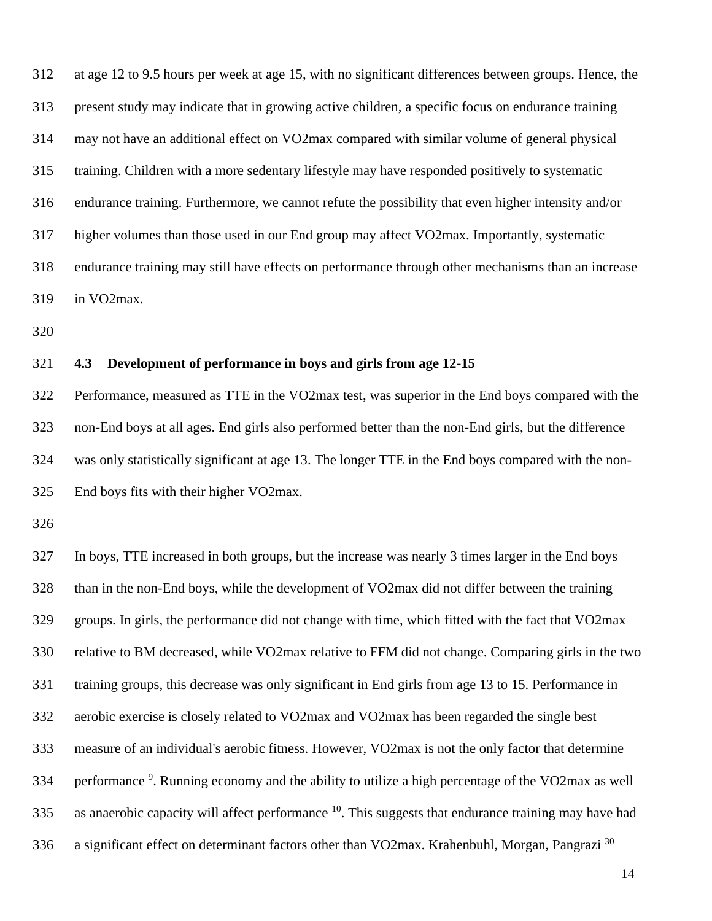at age 12 to 9.5 hours per week at age 15, with no significant differences between groups. Hence, the present study may indicate that in growing active children, a specific focus on endurance training may not have an additional effect on VO2max compared with similar volume of general physical training. Children with a more sedentary lifestyle may have responded positively to systematic endurance training. Furthermore, we cannot refute the possibility that even higher intensity and/or higher volumes than those used in our End group may affect VO2max. Importantly, systematic endurance training may still have effects on performance through other mechanisms than an increase in VO2max.

### 4.3 Development of performance in boys and girls from age 12-15

Performance, measured as TTE in the VO2max test, was superior in the End boys compared with the non-End boys at all ages. End girls also performed better than the non-End girls, but the difference was only statistically significant at age 13. The longer TTE in the End boys compared with the non-End boys fits with their higher VO2max.

In boys, TTE increased in both groups, but the increase was nearly 3 times larger in the End boys than in the non-End boys, while the development of VO2max did not differ between the training groups. In girls, the performance did not change with time, which fitted with the fact that VO2max relative to BM decreased, while VO2max relative to FFM did not change. Comparing girls in the two training groups, this decrease was only significant in End girls from age 13 to 15. Performance in aerobic exercise is closely related to VO2max and VO2max has been regarded the single best measure of an individual's aerobic fitness. However, VO2max is not the only factor that determine performance [9]. Running economy and the ability to utilize a high percentage of the VO2max as well as anaerobic capacity will affect performance [10]. This suggests that endurance training may have had a significant effect on determinant factors other than VO2max. Krahenbuhl, Morgan, Pangrazi [30]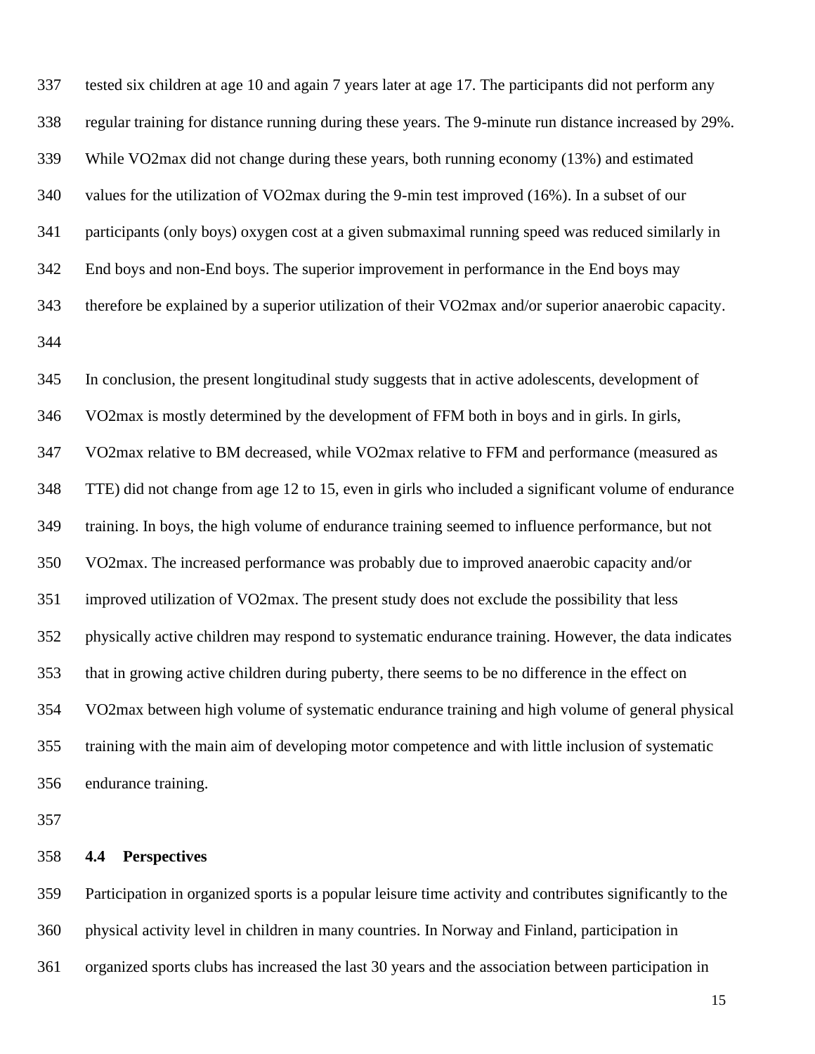tested six children at age 10 and again 7 years later at age 17. The participants did not perform any regular training for distance running during these years. The 9-minute run distance increased by 29%. While VO2max did not change during these years, both running economy (13%) and estimated values for the utilization of VO2max during the 9-min test improved (16%). In a subset of our participants (only boys) oxygen cost at a given submaximal running speed was reduced similarly in End boys and non-End boys. The superior improvement in performance in the End boys may therefore be explained by a superior utilization of their VO2max and/or superior anaerobic capacity.

In conclusion, the present longitudinal study suggests that in active adolescents, development of VO2max is mostly determined by the development of FFM both in boys and in girls. In girls, VO2max relative to BM decreased, while VO2max relative to FFM and performance (measured as TTE) did not change from age 12 to 15, even in girls who included a significant volume of endurance training. In boys, the high volume of endurance training seemed to influence performance, but not VO2max. The increased performance was probably due to improved anaerobic capacity and/or improved utilization of VO2max. The present study does not exclude the possibility that less physically active children may respond to systematic endurance training. However, the data indicates that in growing active children during puberty, there seems to be no difference in the effect on VO2max between high volume of systematic endurance training and high volume of general physical training with the main aim of developing motor competence and with little inclusion of systematic endurance training.

### 4.4 Perspectives

Participation in organized sports is a popular leisure time activity and contributes significantly to the physical activity level in children in many countries. In Norway and Finland, participation in organized sports clubs has increased the last 30 years and the association between participation in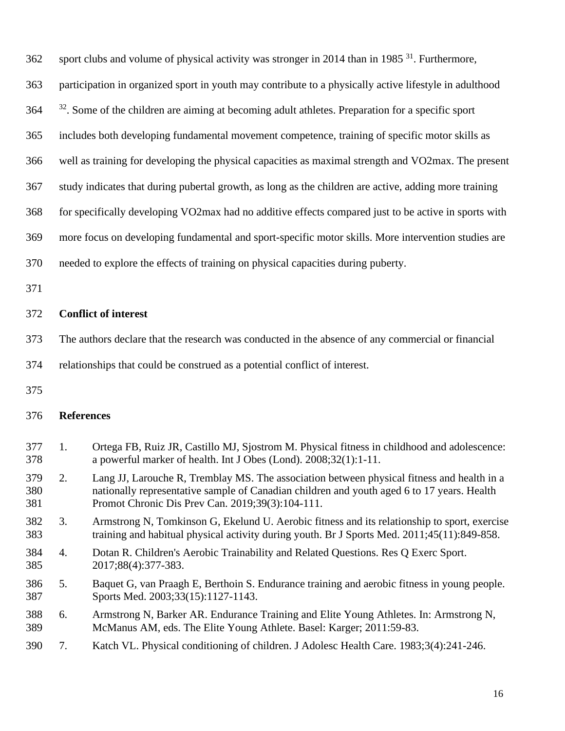sport clubs and volume of physical activity was stronger in 2014 than in 1985 [31]. Furthermore, participation in organized sport in youth may contribute to a physically active lifestyle in adulthood [32]. Some of the children are aiming at becoming adult athletes. Preparation for a specific sport includes both developing fundamental movement competence, training of specific motor skills as well as training for developing the physical capacities as maximal strength and VO2max. The present study indicates that during pubertal growth, as long as the children are active, adding more training for specifically developing VO2max had no additive effects compared just to be active in sports with more focus on developing fundamental and sport-specific motor skills. More intervention studies are needed to explore the effects of training on physical capacities during puberty.

## Conflict of interest

The authors declare that the research was conducted in the absence of any commercial or financial relationships that could be construed as a potential conflict of interest.

## References

1. Ortega FB, Ruiz JR, Castillo MJ, Sjostrom M. Physical fitness in childhood and adolescence: a powerful marker of health. Int J Obes (Lond). 2008;32(1):1-11.
2. Lang JJ, Larouche R, Tremblay MS. The association between physical fitness and health in a nationally representative sample of Canadian children and youth aged 6 to 17 years. Health Promot Chronic Dis Prev Can. 2019;39(3):104-111.
3. Armstrong N, Tomkinson G, Ekelund U. Aerobic fitness and its relationship to sport, exercise training and habitual physical activity during youth. Br J Sports Med. 2011;45(11):849-858.
4. Dotan R. Children's Aerobic Trainability and Related Questions. Res Q Exerc Sport. 2017;88(4):377-383.
5. Baquet G, van Praagh E, Berthoin S. Endurance training and aerobic fitness in young people. Sports Med. 2003;33(15):1127-1143.
6. Armstrong N, Barker AR. Endurance Training and Elite Young Athletes. In: Armstrong N, McManus AM, eds. The Elite Young Athlete. Basel: Karger; 2011:59-83.
7. Katch VL. Physical conditioning of children. J Adolesc Health Care. 1983;3(4):241-246.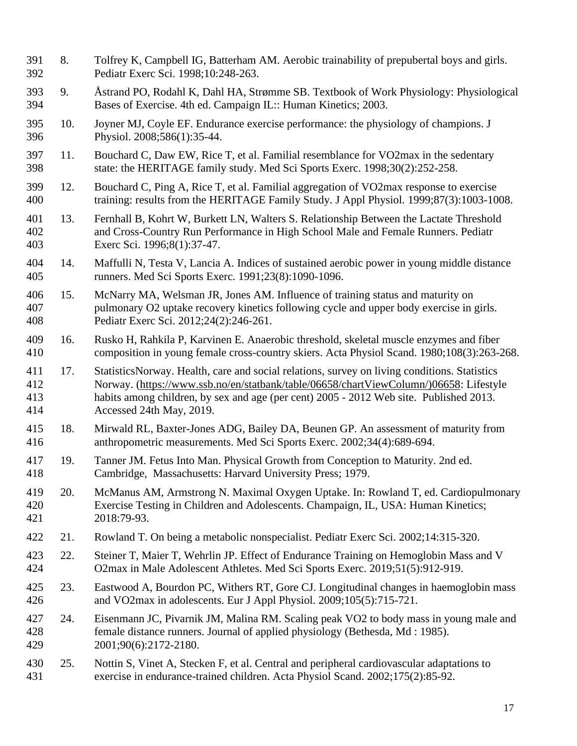8. Tolfrey K, Campbell IG, Batterham AM. Aerobic trainability of prepubertal boys and girls. Pediatr Exerc Sci. 1998;10:248-263.
9. Åstrand PO, Rodahl K, Dahl HA, Strømme SB. Textbook of Work Physiology: Physiological Bases of Exercise. 4th ed. Campaign IL:: Human Kinetics; 2003.
10. Joyner MJ, Coyle EF. Endurance exercise performance: the physiology of champions. J Physiol. 2008;586(1):35-44.
11. Bouchard C, Daw EW, Rice T, et al. Familial resemblance for VO2max in the sedentary state: the HERITAGE family study. Med Sci Sports Exerc. 1998;30(2):252-258.
12. Bouchard C, Ping A, Rice T, et al. Familial aggregation of VO2max response to exercise training: results from the HERITAGE Family Study. J Appl Physiol. 1999;87(3):1003-1008.
13. Fernhall B, Kohrt W, Burkett LN, Walters S. Relationship Between the Lactate Threshold and Cross-Country Run Performance in High School Male and Female Runners. Pediatr Exerc Sci. 1996;8(1):37-47.
14. Maffulli N, Testa V, Lancia A. Indices of sustained aerobic power in young middle distance runners. Med Sci Sports Exerc. 1991;23(8):1090-1096.
15. McNarry MA, Welsman JR, Jones AM. Influence of training status and maturity on pulmonary O2 uptake recovery kinetics following cycle and upper body exercise in girls. Pediatr Exerc Sci. 2012;24(2):246-261.
16. Rusko H, Rahkila P, Karvinen E. Anaerobic threshold, skeletal muscle enzymes and fiber composition in young female cross-country skiers. Acta Physiol Scand. 1980;108(3):263-268.
17. StatisticsNorway. Health, care and social relations, survey on living conditions. Statistics Norway. (https://www.ssb.no/en/statbank/table/06658/chartViewColumn/)06658: Lifestyle habits among children, by sex and age (per cent) 2005 - 2012 Web site. Published 2013. Accessed 24th May, 2019.
18. Mirwald RL, Baxter-Jones ADG, Bailey DA, Beunen GP. An assessment of maturity from anthropometric measurements. Med Sci Sports Exerc. 2002;34(4):689-694.
19. Tanner JM. Fetus Into Man. Physical Growth from Conception to Maturity. 2nd ed. Cambridge, Massachusetts: Harvard University Press; 1979.
20. McManus AM, Armstrong N. Maximal Oxygen Uptake. In: Rowland T, ed. Cardiopulmonary Exercise Testing in Children and Adolescents. Champaign, IL, USA: Human Kinetics; 2018:79-93.
21. Rowland T. On being a metabolic nonspecialist. Pediatr Exerc Sci. 2002;14:315-320.
22. Steiner T, Maier T, Wehrlin JP. Effect of Endurance Training on Hemoglobin Mass and V O2max in Male Adolescent Athletes. Med Sci Sports Exerc. 2019;51(5):912-919.
23. Eastwood A, Bourdon PC, Withers RT, Gore CJ. Longitudinal changes in haemoglobin mass and VO2max in adolescents. Eur J Appl Physiol. 2009;105(5):715-721.
24. Eisenmann JC, Pivarnik JM, Malina RM. Scaling peak VO2 to body mass in young male and female distance runners. Journal of applied physiology (Bethesda, Md : 1985). 2001;90(6):2172-2180.
25. Nottin S, Vinet A, Stecken F, et al. Central and peripheral cardiovascular adaptations to exercise in endurance-trained children. Acta Physiol Scand. 2002;175(2):85-92.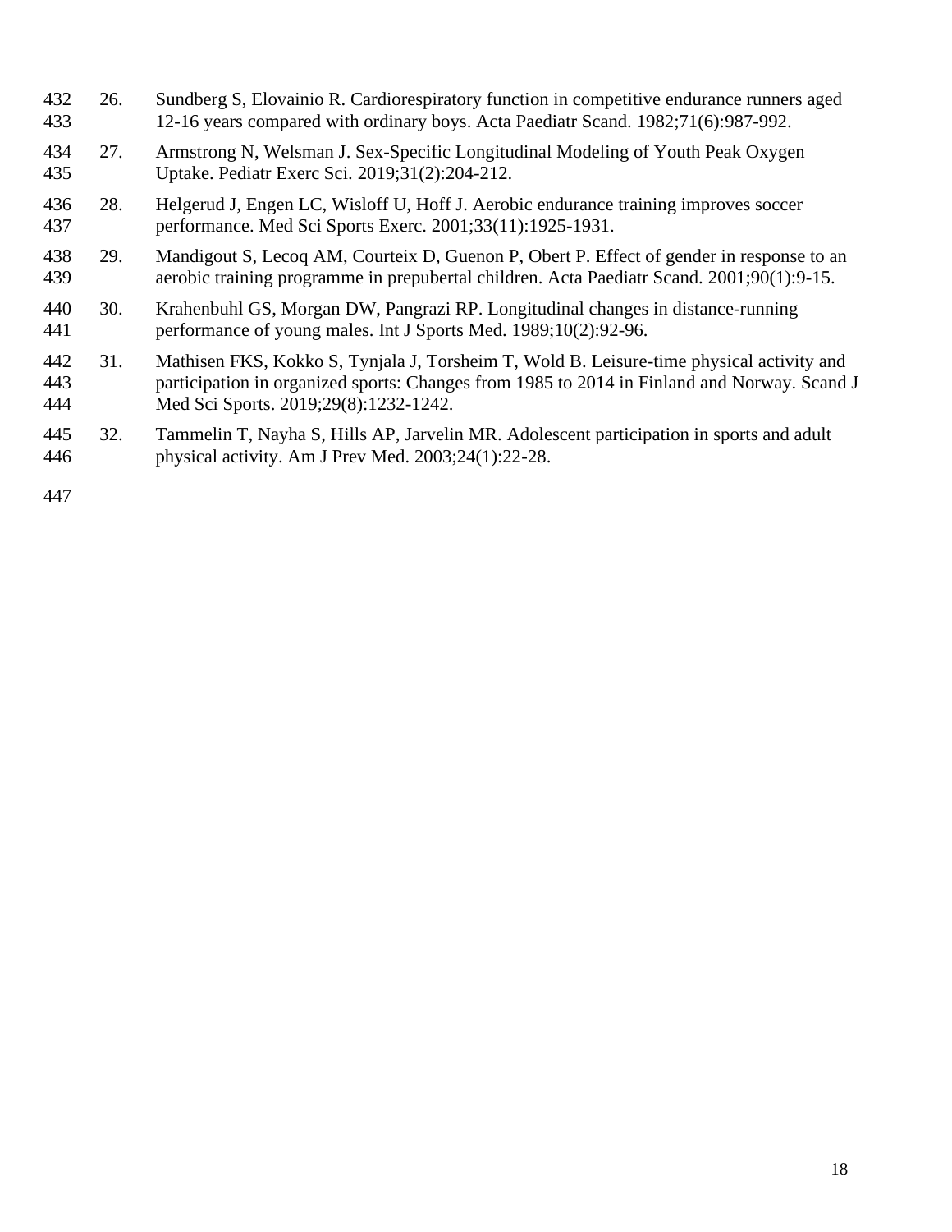26. Sundberg S, Elovainio R. Cardiorespiratory function in competitive endurance runners aged 12-16 years compared with ordinary boys. Acta Paediatr Scand. 1982;71(6):987-992.
27. Armstrong N, Welsman J. Sex-Specific Longitudinal Modeling of Youth Peak Oxygen Uptake. Pediatr Exerc Sci. 2019;31(2):204-212.
28. Helgerud J, Engen LC, Wisloff U, Hoff J. Aerobic endurance training improves soccer performance. Med Sci Sports Exerc. 2001;33(11):1925-1931.
29. Mandigout S, Lecoq AM, Courteix D, Guenon P, Obert P. Effect of gender in response to an aerobic training programme in prepubertal children. Acta Paediatr Scand. 2001;90(1):9-15.
30. Krahenbuhl GS, Morgan DW, Pangrazi RP. Longitudinal changes in distance-running performance of young males. Int J Sports Med. 1989;10(2):92-96.
31. Mathisen FKS, Kokko S, Tynjala J, Torsheim T, Wold B. Leisure-time physical activity and participation in organized sports: Changes from 1985 to 2014 in Finland and Norway. Scand J Med Sci Sports. 2019;29(8):1232-1242.
32. Tammelin T, Nayha S, Hills AP, Jarvelin MR. Adolescent participation in sports and adult physical activity. Am J Prev Med. 2003;24(1):22-28.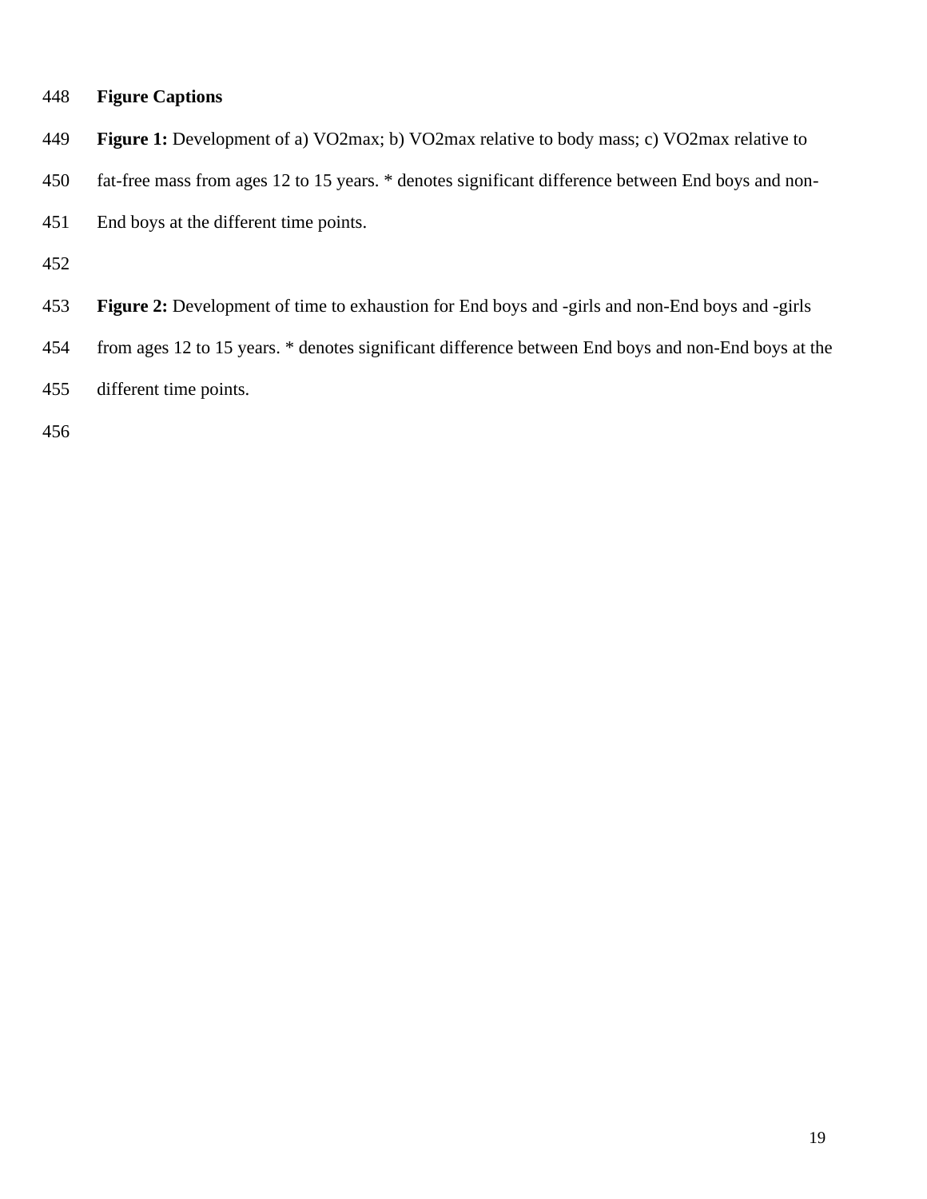## Figure Captions

**Figure 1:** Development of a) VO2max; b) VO2max relative to body mass; c) VO2max relative to fat-free mass from ages 12 to 15 years. * denotes significant difference between End boys and non-End boys at the different time points.

**Figure 2:** Development of time to exhaustion for End boys and -girls and non-End boys and -girls from ages 12 to 15 years. * denotes significant difference between End boys and non-End boys at the different time points.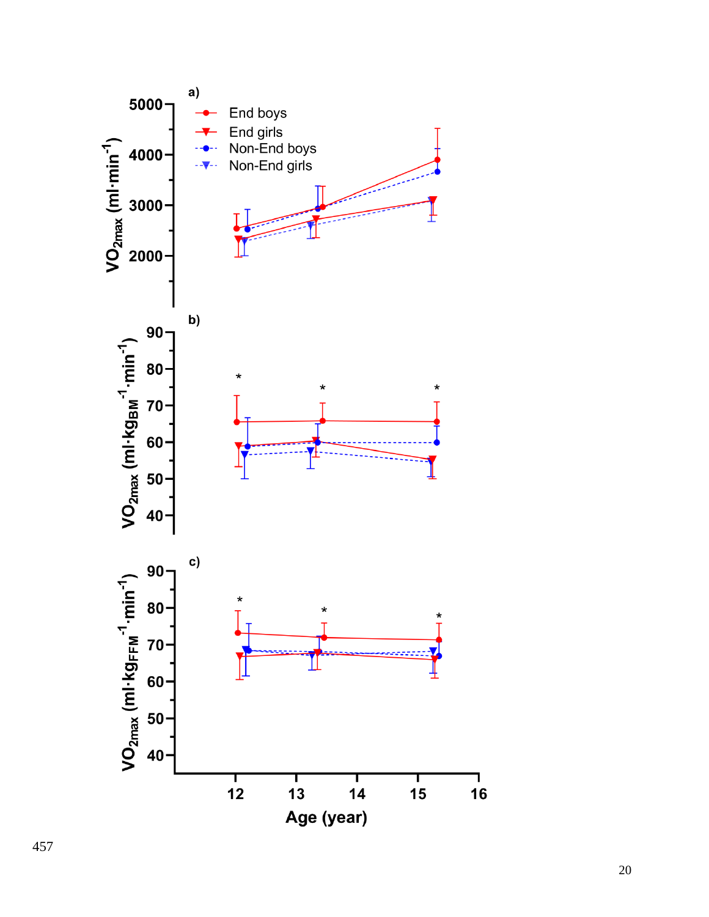a)

- End boys
- End girls
- Non-End boys
- Non-End girls

$VO_{2max}$ (ml·min$^{-1}$)

b)

$VO_{2max}$ (ml·kg$_{BM}^{-1}$·min$^{-1}$)

c)

$VO_{2max}$ (ml·kg$_{FFM}^{-1}$·min$^{-1}$)

Age (year)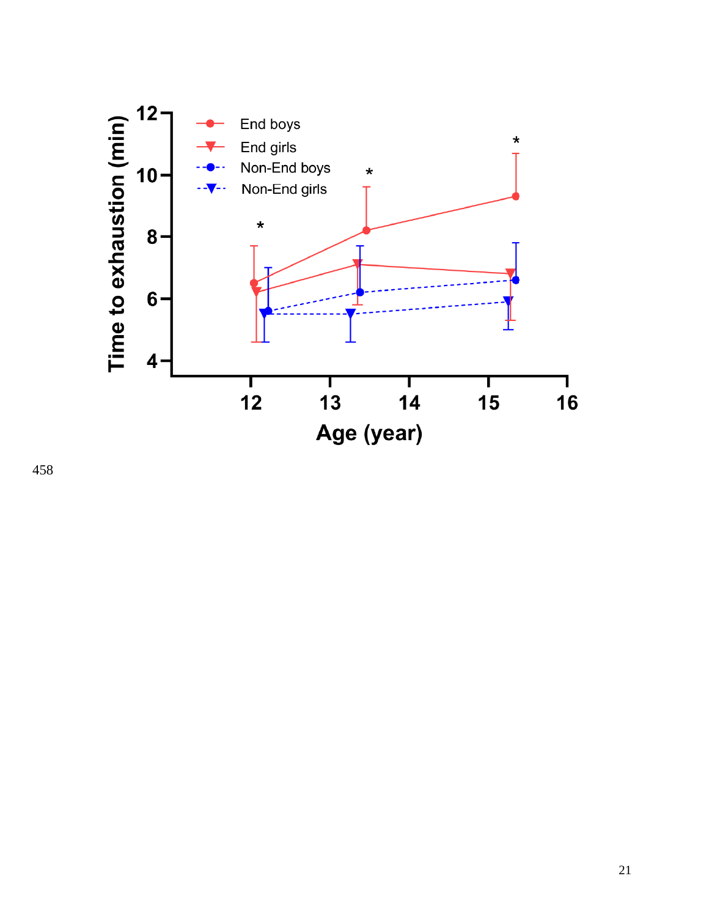Time to exhaustion (min)

Legend: End boys, End girls, Non-End boys, Non-End girls

Age (year)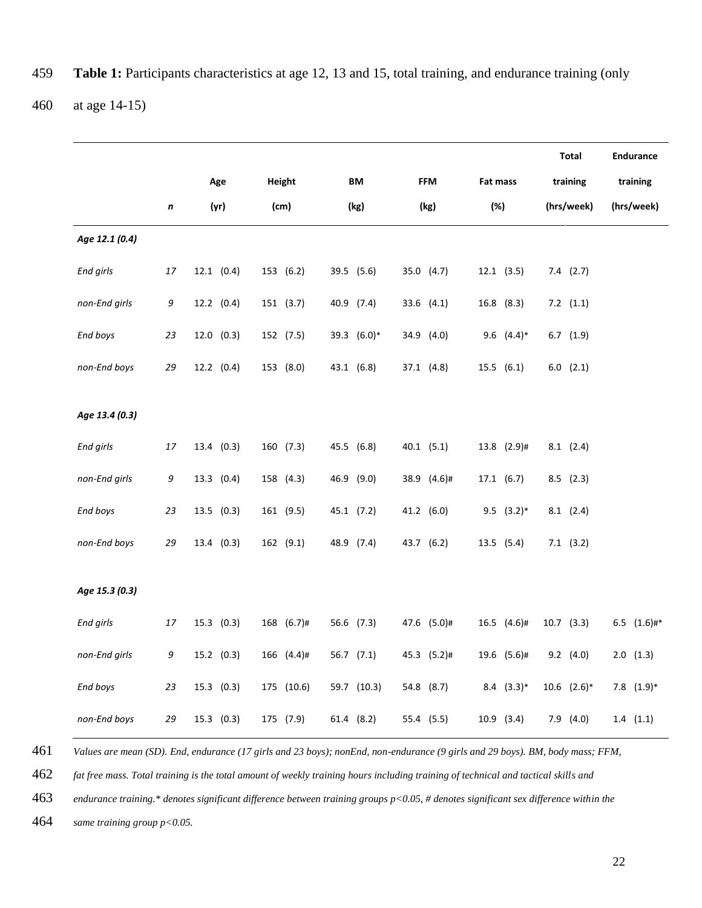**Table 1:** Participants characteristics at age 12, 13 and 15, total training, and endurance training (only at age 14-15)

| | *n* | Age (yr) | Height (cm) | BM (kg) | FFM (kg) | Fat mass (%) | Total training (hrs/week) | Endurance training (hrs/week) |
|---|---|---|---|---|---|---|---|---|
| ***Age 12.1 (0.4)*** | | | | | | | | |
| *End girls* | *17* | 12.1 (0.4) | 153 (6.2) | 39.5 (5.6) | 35.0 (4.7) | 12.1 (3.5) | 7.4 (2.7) | |
| *non-End girls* | *9* | 12.2 (0.4) | 151 (3.7) | 40.9 (7.4) | 33.6 (4.1) | 16.8 (8.3) | 7.2 (1.1) | |
| *End boys* | *23* | 12.0 (0.3) | 152 (7.5) | 39.3 (6.0)* | 34.9 (4.0) | 9.6 (4.4)* | 6.7 (1.9) | |
| *non-End boys* | *29* | 12.2 (0.4) | 153 (8.0) | 43.1 (6.8) | 37.1 (4.8) | 15.5 (6.1) | 6.0 (2.1) | |
| ***Age 13.4 (0.3)*** | | | | | | | | |
| *End girls* | *17* | 13.4 (0.3) | 160 (7.3) | 45.5 (6.8) | 40.1 (5.1) | 13.8 (2.9)# | 8.1 (2.4) | |
| *non-End girls* | *9* | 13.3 (0.4) | 158 (4.3) | 46.9 (9.0) | 38.9 (4.6)# | 17.1 (6.7) | 8.5 (2.3) | |
| *End boys* | *23* | 13.5 (0.3) | 161 (9.5) | 45.1 (7.2) | 41.2 (6.0) | 9.5 (3.2)* | 8.1 (2.4) | |
| *non-End boys* | *29* | 13.4 (0.3) | 162 (9.1) | 48.9 (7.4) | 43.7 (6.2) | 13.5 (5.4) | 7.1 (3.2) | |
| ***Age 15.3 (0.3)*** | | | | | | | | |
| *End girls* | *17* | 15.3 (0.3) | 168 (6.7)# | 56.6 (7.3) | 47.6 (5.0)# | 16.5 (4.6)# | 10.7 (3.3) | 6.5 (1.6)#* |
| *non-End girls* | *9* | 15.2 (0.3) | 166 (4.4)# | 56.7 (7.1) | 45.3 (5.2)# | 19.6 (5.6)# | 9.2 (4.0) | 2.0 (1.3) |
| *End boys* | *23* | 15.3 (0.3) | 175 (10.6) | 59.7 (10.3) | 54.8 (8.7) | 8.4 (3.3)* | 10.6 (2.6)* | 7.8 (1.9)* |
| *non-End boys* | *29* | 15.3 (0.3) | 175 (7.9) | 61.4 (8.2) | 55.4 (5.5) | 10.9 (3.4) | 7.9 (4.0) | 1.4 (1.1) |

*Values are mean (SD). End, endurance (17 girls and 23 boys); nonEnd, non-endurance (9 girls and 29 boys). BM, body mass; FFM, fat free mass. Total training is the total amount of weekly training hours including training of technical and tactical skills and endurance training.* denotes significant difference between training groups $p<0.05$, # denotes significant sex difference within the same training group $p<0.05$.*